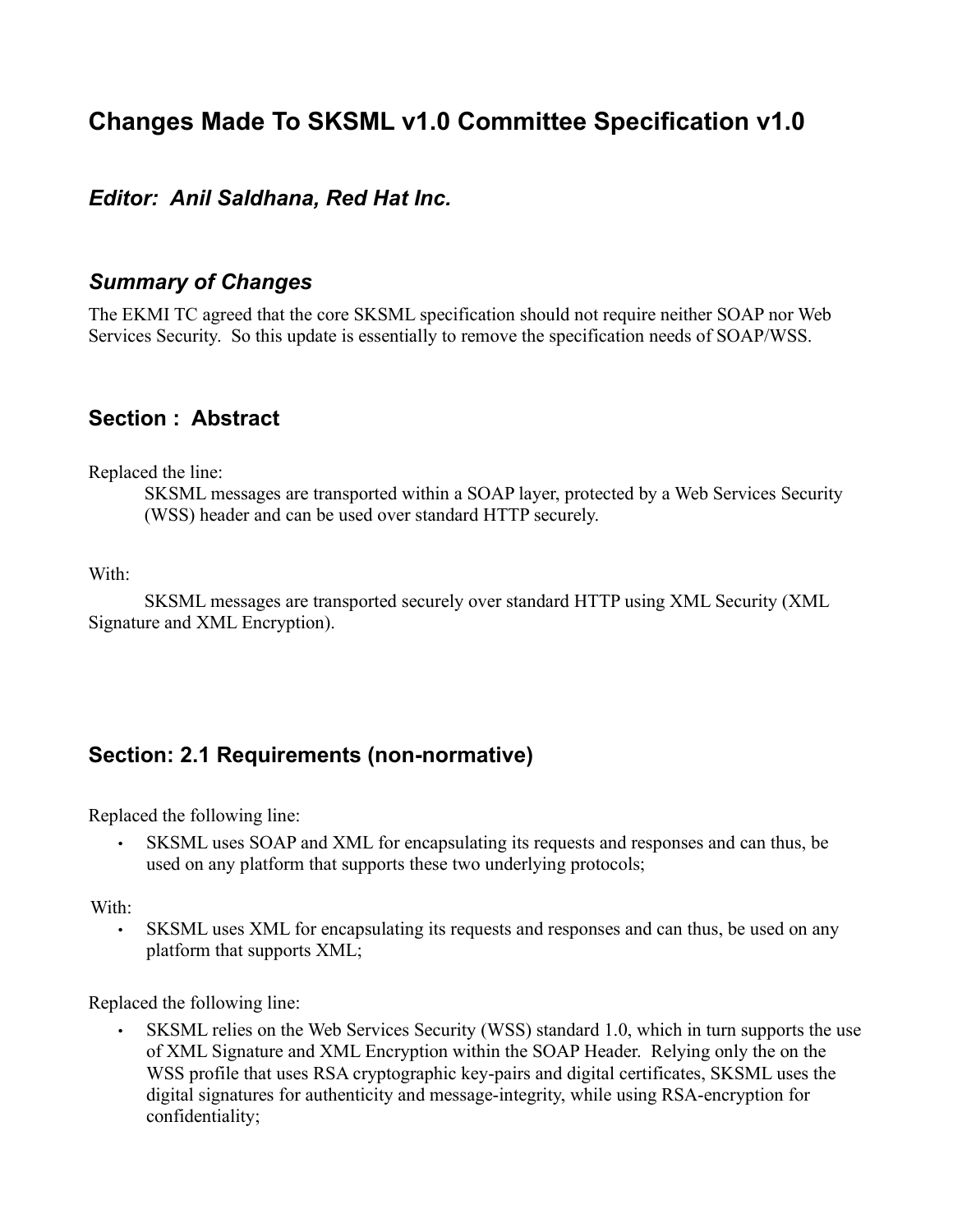# Changes Made To SKSML v1.0 Committee Specification v1.0

## *Editor: Anil Saldhana, Red Hat Inc.*

## *Summary of Changes*

The EKMI TC agreed that the core SKSML specification should not require neither SOAP nor Web Services Security. So this update is essentially to remove the specification needs of SOAP/WSS.

## Section : Abstract

Replaced the line:

> SKSML messages are transported within a SOAP layer, protected by a Web Services Security (WSS) header and can be used over standard HTTP securely.

With:

> SKSML messages are transported securely over standard HTTP using XML Security (XML Signature and XML Encryption).

## Section: 2.1 Requirements (non-normative)

Replaced the following line:

- SKSML uses SOAP and XML for encapsulating its requests and responses and can thus, be used on any platform that supports these two underlying protocols;

With:

- SKSML uses XML for encapsulating its requests and responses and can thus, be used on any platform that supports XML;

Replaced the following line:

- SKSML relies on the Web Services Security (WSS) standard 1.0, which in turn supports the use of XML Signature and XML Encryption within the SOAP Header. Relying only the on the WSS profile that uses RSA cryptographic key-pairs and digital certificates, SKSML uses the digital signatures for authenticity and message-integrity, while using RSA-encryption for confidentiality;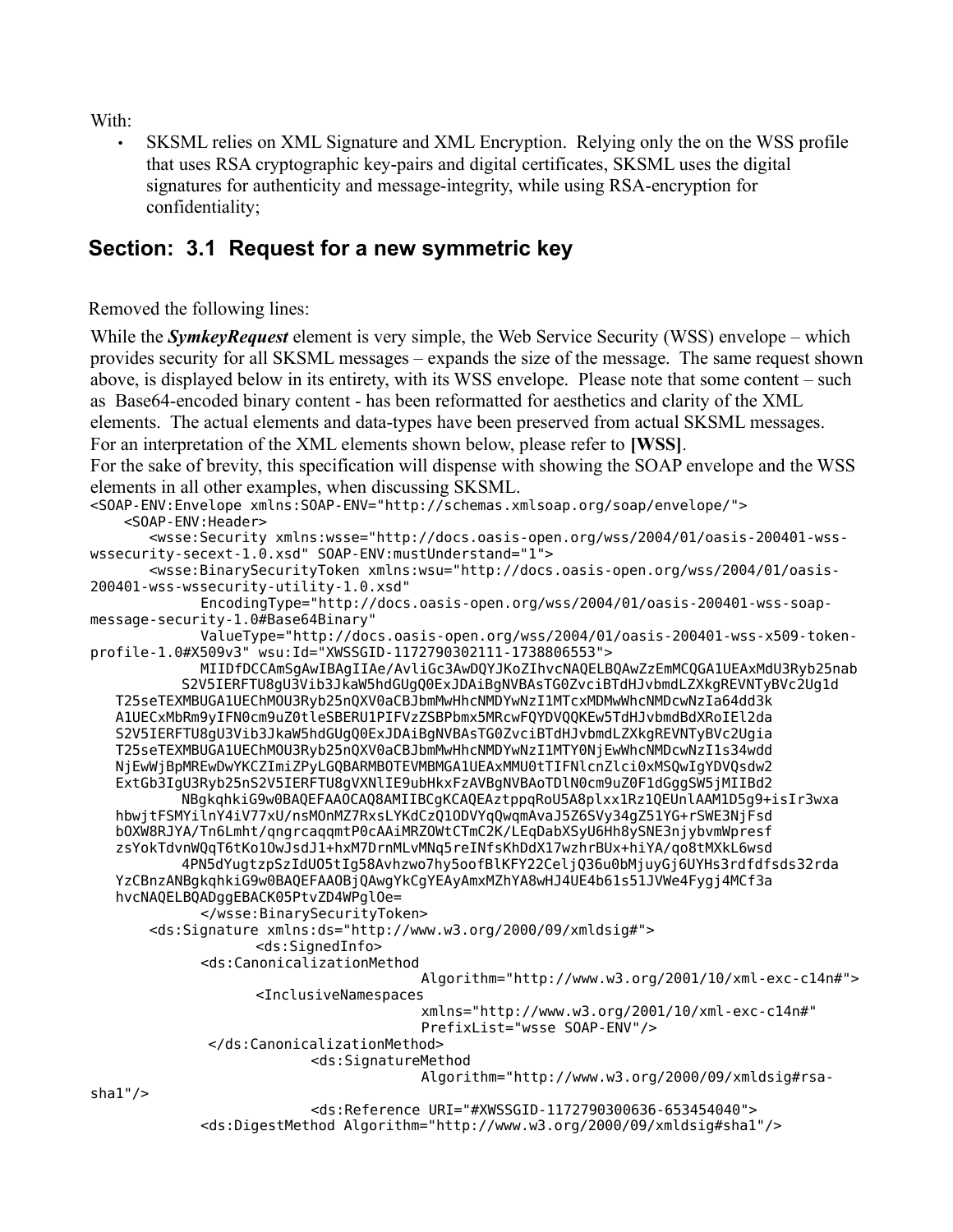With:

- SKSML relies on XML Signature and XML Encryption. Relying only the on the WSS profile that uses RSA cryptographic key-pairs and digital certificates, SKSML uses the digital signatures for authenticity and message-integrity, while using RSA-encryption for confidentiality;

## Section: 3.1 Request for a new symmetric key

Removed the following lines:

While the ***SymkeyRequest*** element is very simple, the Web Service Security (WSS) envelope – which provides security for all SKSML messages – expands the size of the message. The same request shown above, is displayed below in its entirety, with its WSS envelope. Please note that some content – such as Base64-encoded binary content - has been reformatted for aesthetics and clarity of the XML elements. The actual elements and data-types have been preserved from actual SKSML messages. For an interpretation of the XML elements shown below, please refer to **[WSS]**.
For the sake of brevity, this specification will dispense with showing the SOAP envelope and the WSS elements in all other examples, when discussing SKSML.

```
<SOAP-ENV:Envelope xmlns:SOAP-ENV="http://schemas.xmlsoap.org/soap/envelope/">
    <SOAP-ENV:Header>
       <wsse:Security xmlns:wsse="http://docs.oasis-open.org/wss/2004/01/oasis-200401-wss-wssecurity-secext-1.0.xsd" SOAP-ENV:mustUnderstand="1">
       <wsse:BinarySecurityToken xmlns:wsu="http://docs.oasis-open.org/wss/2004/01/oasis-200401-wss-wssecurity-utility-1.0.xsd"
             EncodingType="http://docs.oasis-open.org/wss/2004/01/oasis-200401-wss-soap-message-security-1.0#Base64Binary"
             ValueType="http://docs.oasis-open.org/wss/2004/01/oasis-200401-wss-x509-token-profile-1.0#X509v3" wsu:Id="XWSSGID-1172790302111-1738806553">
             MIIDfDCCAmSgAwIBAgIIAe/AvliGc3AwDQYJKoZIhvcNAQELBQAwZzEmMCQGA1UEAxMdU3Ryb25nab
          S2V5IERFTU8gU3Vib3JkaW5hdGUgQ0ExJDAiBgNVBAsTG0ZvciBTdHJvbmdLZXkgREVNTyBVc2Ug1d
   T25seTEXMBUGA1UEChMOU3Ryb25nQXV0aCBJbmMwHhcNMDYwNzI1MTcxMDMwWhcNMDcwNzIa64dd3k
   A1UECxMbRm9yIFN0cm9uZ0tleSBERU1PIFVzZSBPbmx5MRcwFQYDVQQKEw5TdHJvbmdBdXRoIEl2da
   S2V5IERFTU8gU3Vib3JkaW5hdGUgQ0ExJDAiBgNVBAsTG0ZvciBTdHJvbmdLZXkgREVNTyBVc2Ugia
   T25seTEXMBUGA1UEChMOU3Ryb25nQXV0aCBJbmMwHhcNMDYwNzI1MTY0NjEwWhcNMDcwNzI1s34wdd
   NjEwWjBpMREwDwYKCZImiZPyLGQBARMBOTEVMBMGA1UEAxMMU0tTIFNlcnZlci0xMSQwIgYDVQsdw2
   ExtGb3IgU3Ryb25nS2V5IERFTU8gVXNlIE9ubHkxFzAVBgNVBAoTDlN0cm9uZ0F1dGggSW5jMIIBd2
          NBgkqhkiG9w0BAQEFAAOCAQ8AMIIBCgKCAQEAztppqRoU5A8plxx1Rz1QEUnlAAM1D5g9+isIr3wxa
   hbwjtFSMYilnY4iV77xU/nsMOnMZ7RxsLYKdCzQ1ODVYqQwqmAvaJ5Z6SVy34gZ51YG+rSWE3NjFsd
   bOXW8RJYA/Tn6Lmht/qngrcaqqmtP0cAAiMRZOWtCTmC2K/LEqDabXSyU6Hh8ySNE3njybvmWpresf
   zsYokTdvnWQqT6tKo1OwJsdJ1+hxM7DrnMLvMNq5reINfsKhDdX17wzhrBUx+hiYA/qo8tMXkL6wsd
          4PN5dYugtzpSzIdUO5tIg58Avhzwo7hy5oofBlKFY22CeljQ36u0bMjuyGj6UYHs3rdfdfsds32rda
   YzCBnzANBgkqhkiG9w0BAQEFAAOBjQAwgYkCgYEAyAmxMZhYA8wHJ4UE4b61s51JVWe4Fygj4MCf3a
   hvcNAQELBQADggEBACK05PtvZD4WPglOe=
             </wsse:BinarySecurityToken>
       <ds:Signature xmlns:ds="http://www.w3.org/2000/09/xmldsig#">
                   <ds:SignedInfo>
             <ds:CanonicalizationMethod
                                   Algorithm="http://www.w3.org/2001/10/xml-exc-c14n#">
                   <InclusiveNamespaces
                                   xmlns="http://www.w3.org/2001/10/xml-exc-c14n#"
                                   PrefixList="wsse SOAP-ENV"/>
              </ds:CanonicalizationMethod>
                         <ds:SignatureMethod
                                   Algorithm="http://www.w3.org/2000/09/xmldsig#rsa-sha1"/>
                         <ds:Reference URI="#XWSSGID-1172790300636-653454040">
             <ds:DigestMethod Algorithm="http://www.w3.org/2000/09/xmldsig#sha1"/>
```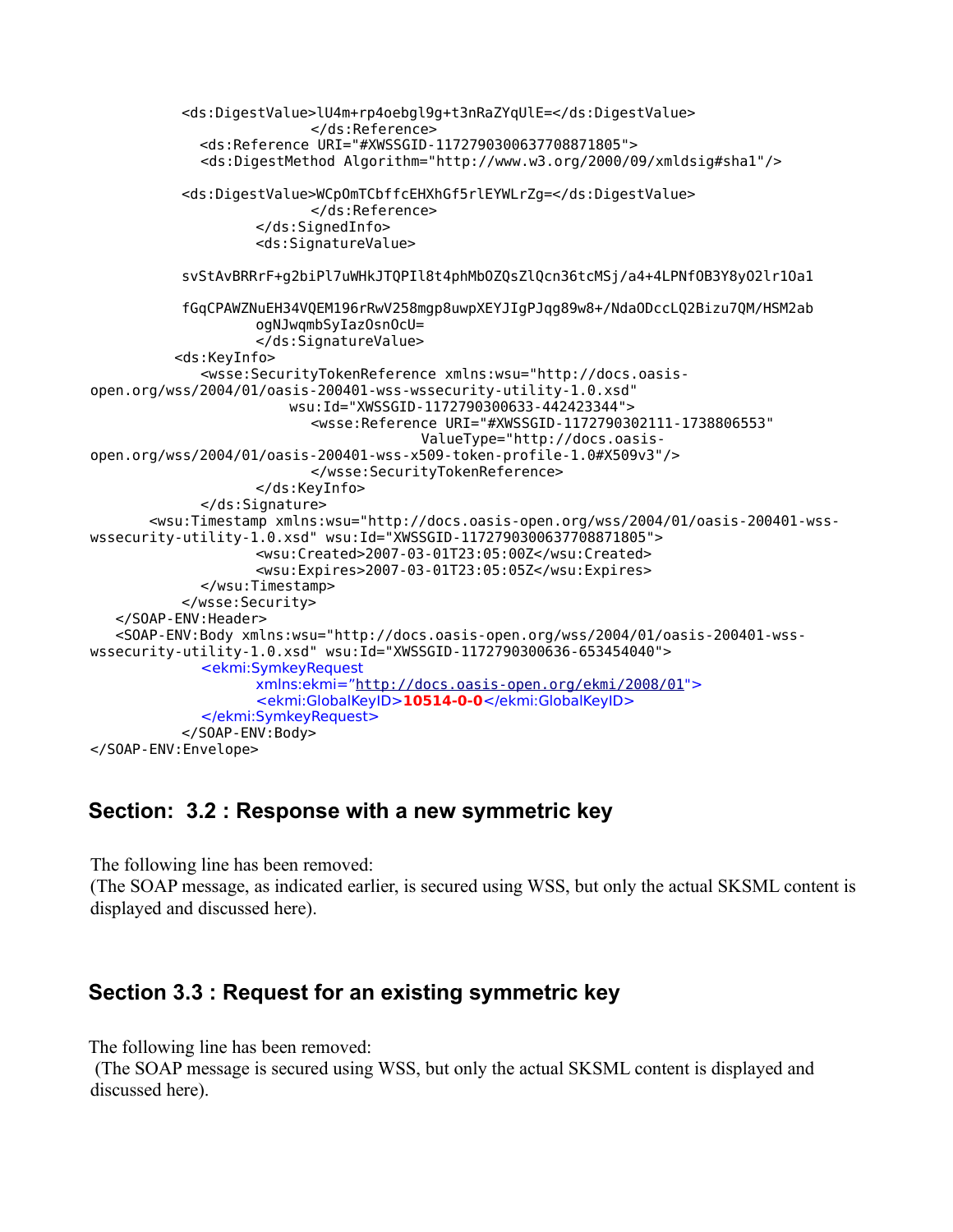```
            <ds:DigestValue>lU4m+rp4oebgl9g+t3nRaZYqUlE=</ds:DigestValue>
                        </ds:Reference>
               <ds:Reference URI="#XWSSGID-1172790300637708871805">
               <ds:DigestMethod Algorithm="http://www.w3.org/2000/09/xmldsig#sha1"/>

            <ds:DigestValue>WCpOmTCbffcEHXhGf5rlEYWLrZg=</ds:DigestValue>
                        </ds:Reference>
                  </ds:SignedInfo>
                  <ds:SignatureValue>

            svStAvBRRrF+g2biPl7uWHkJTQPIl8t4phMbOZQsZlQcn36tcMSj/a4+4LPNfOB3Y8yO2lr1Oa1

            fGqCPAWZNuEH34VQEM196rRwV258mgp8uwpXEYJIgPJqg89w8+/NdaODccLQ2Bizu7QM/HSM2ab
                  ogNJwqmbSyIazOsnOcU=
                  </ds:SignatureValue>
           <ds:KeyInfo>
               <wsse:SecurityTokenReference xmlns:wsu="http://docs.oasis-
open.org/wss/2004/01/oasis-200401-wss-wssecurity-utility-1.0.xsd"
                     wsu:Id="XWSSGID-1172790300633-442423344">
                        <wsse:Reference URI="#XWSSGID-1172790302111-1738806553"
                              ValueType="http://docs.oasis-
open.org/wss/2004/01/oasis-200401-wss-x509-token-profile-1.0#X509v3"/>
                        </wsse:SecurityTokenReference>
                  </ds:KeyInfo>
               </ds:Signature>
         <wsu:Timestamp xmlns:wsu="http://docs.oasis-open.org/wss/2004/01/oasis-200401-wss-
wssecurity-utility-1.0.xsd" wsu:Id="XWSSGID-1172790300637708871805">
                  <wsu:Created>2007-03-01T23:05:00Z</wsu:Created>
                  <wsu:Expires>2007-03-01T23:05:05Z</wsu:Expires>
               </wsu:Timestamp>
            </wsse:Security>
   </SOAP-ENV:Header>
   <SOAP-ENV:Body xmlns:wsu="http://docs.oasis-open.org/wss/2004/01/oasis-200401-wss-
wssecurity-utility-1.0.xsd" wsu:Id="XWSSGID-1172790300636-653454040">
               <ekmi:SymkeyRequest
                  xmlns:ekmi="http://docs.oasis-open.org/ekmi/2008/01">
                  <ekmi:GlobalKeyID>10514-0-0</ekmi:GlobalKeyID>
               </ekmi:SymkeyRequest>
            </SOAP-ENV:Body>
</SOAP-ENV:Envelope>
```

## Section: 3.2 : Response with a new symmetric key

The following line has been removed:
(The SOAP message, as indicated earlier, is secured using WSS, but only the actual SKSML content is displayed and discussed here).

## Section 3.3 : Request for an existing symmetric key

The following line has been removed:
(The SOAP message is secured using WSS, but only the actual SKSML content is displayed and discussed here).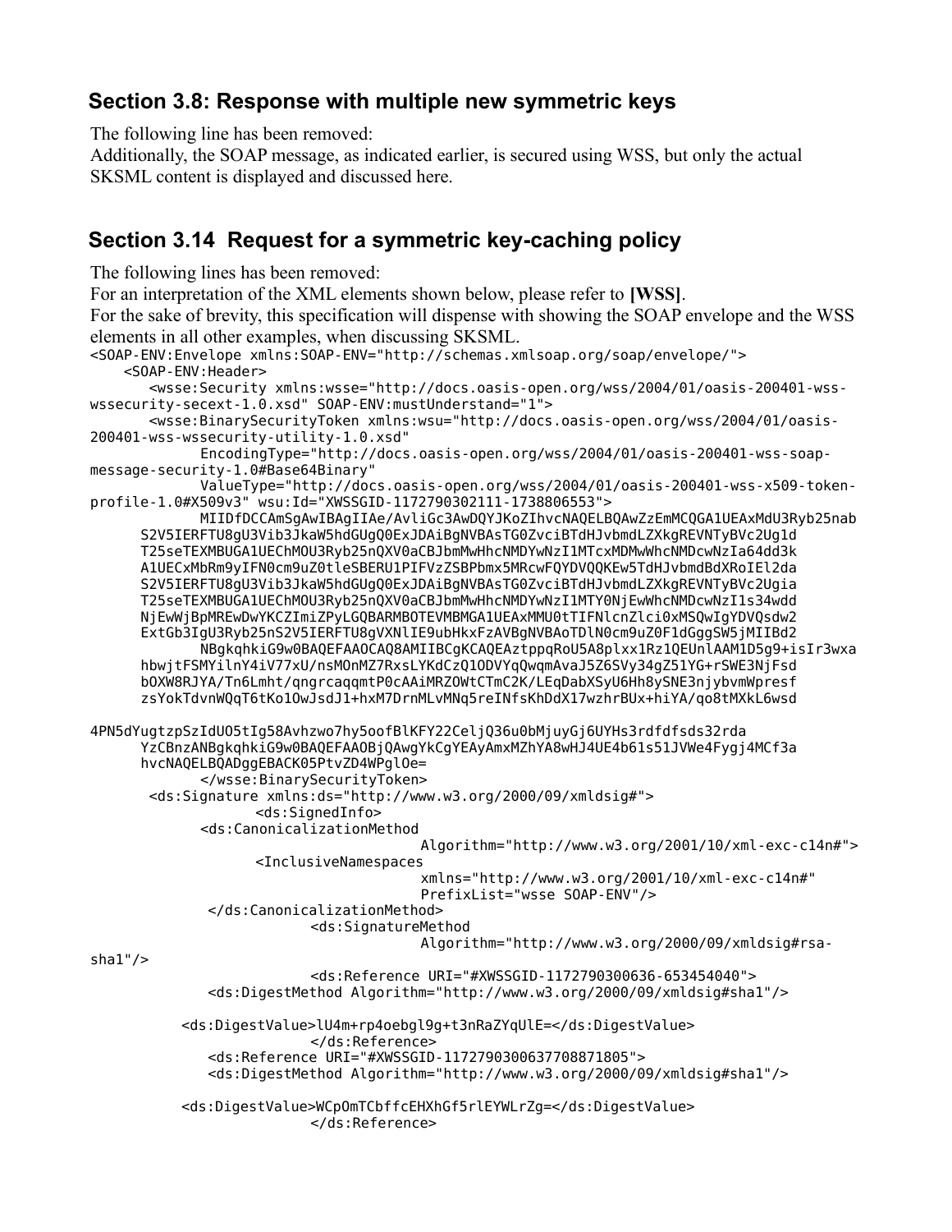## Section 3.8: Response with multiple new symmetric keys

The following line has been removed:
Additionally, the SOAP message, as indicated earlier, is secured using WSS, but only the actual SKSML content is displayed and discussed here.

## Section 3.14 Request for a symmetric key-caching policy

The following lines has been removed:
For an interpretation of the XML elements shown below, please refer to **[WSS]**.
For the sake of brevity, this specification will dispense with showing the SOAP envelope and the WSS elements in all other examples, when discussing SKSML.

```
<SOAP-ENV:Envelope xmlns:SOAP-ENV="http://schemas.xmlsoap.org/soap/envelope/">
    <SOAP-ENV:Header>
       <wsse:Security xmlns:wsse="http://docs.oasis-open.org/wss/2004/01/oasis-200401-wss-
wssecurity-secext-1.0.xsd" SOAP-ENV:mustUnderstand="1">
       <wsse:BinarySecurityToken xmlns:wsu="http://docs.oasis-open.org/wss/2004/01/oasis-
200401-wss-wssecurity-utility-1.0.xsd"
            EncodingType="http://docs.oasis-open.org/wss/2004/01/oasis-200401-wss-soap-
message-security-1.0#Base64Binary"
            ValueType="http://docs.oasis-open.org/wss/2004/01/oasis-200401-wss-x509-token-
profile-1.0#X509v3" wsu:Id="XWSSGID-1172790302111-1738806553">
            MIIDfDCCAmSgAwIBAgIIAe/AvliGc3AwDQYJKoZIhvcNAQELBQAwZzEmMCQGA1UEAxMdU3Ryb25nab
      S2V5IERFTU8gU3Vib3JkaW5hdGUgQ0ExJDAiBgNVBAsTG0ZvciBTdHJvbmdLZXkgREVNTyBVc2Ug1d
      T25seTEXMBUGA1UEChMOU3Ryb25nQXV0aCBJbmMwHhcNMDYwNzI1MTcxMDMwWhcNMDcwNzIa64dd3k
      A1UECxMbRm9yIFN0cm9uZ0tleSBERU1PIFVzZSBPbmx5MRcwFQYDVQQKEw5TdHJvbmdBdXRoIEl2da
      S2V5IERFTU8gU3Vib3JkaW5hdGUgQ0ExJDAiBgNVBAsTG0ZvciBTdHJvbmdLZXkgREVNTyBVc2Ugia
      T25seTEXMBUGA1UEChMOU3Ryb25nQXV0aCBJbmMwHhcNMDYwNzI1MTY0NjEwWhcNMDcwNzI1s34wdd
      NjEwWjBpMREwDwYKCZImiZPyLGQBARMBOTEVMBMGA1UEAxMMU0tTIFNlcnZlci0xMSQwIgYDVQsdw2
      ExtGb3IgU3Ryb25nS2V5IERFTU8gVXNlIE9ubHkxFzAVBgNVBAoTDlN0cm9uZ0F1dGggSW5jMIIBd2
            NBgkqhkiG9w0BAQEFAAOCAQ8AMIIBCgKCAQEAztppqRoU5A8plxx1Rz1QEUnlAAM1D5g9+isIr3wxa
      hbwjtFSMYilnY4iV77xU/nsMOnMZ7RxsLYKdCzQ1ODVYqQwqmAvaJ5Z6SVy34gZ51YG+rSWE3NjFsd
      bOXW8RJYA/Tn6Lmht/qngrcaqqmtP0cAAiMRZOWtCTmC2K/LEqDabXSyU6Hh8ySNE3njybvmWpresf
      zsYokTdvnWQqT6tKo1OwJsdJ1+hxM7DrnMLvMNq5reINfsKhDdX17wzhrBUx+hiYA/qo8tMXkL6wsd

4PN5dYugtzpSzIdUO5tIg58Avhzwo7hy5oofBlKFY22CeljQ36u0bMjuyGj6UYHs3rdfdfsds32rda
      YzCBnzANBgkqhkiG9w0BAQEFAAOBjQAwgYkCgYEAyAmxMZhYA8wHJ4UE4b61s51JVWe4Fygj4MCf3a
      hvcNAQELBQADggEBACK05PtvZD4WPglOe=
            </wsse:BinarySecurityToken>
       <ds:Signature xmlns:ds="http://www.w3.org/2000/09/xmldsig#">
                  <ds:SignedInfo>
            <ds:CanonicalizationMethod
                                    Algorithm="http://www.w3.org/2001/10/xml-exc-c14n#">
                  <InclusiveNamespaces
                                    xmlns="http://www.w3.org/2001/10/xml-exc-c14n#"
                                    PrefixList="wsse SOAP-ENV"/>
             </ds:CanonicalizationMethod>
                        <ds:SignatureMethod
                                    Algorithm="http://www.w3.org/2000/09/xmldsig#rsa-
sha1"/>
                        <ds:Reference URI="#XWSSGID-1172790300636-653454040">
             <ds:DigestMethod Algorithm="http://www.w3.org/2000/09/xmldsig#sha1"/>

          <ds:DigestValue>lU4m+rp4oebgl9g+t3nRaZYqUlE=</ds:DigestValue>
                        </ds:Reference>
             <ds:Reference URI="#XWSSGID-11727903006377O8871805">
             <ds:DigestMethod Algorithm="http://www.w3.org/2000/09/xmldsig#sha1"/>

          <ds:DigestValue>WCpOmTCbffcEHXhGf5rlEYWLrZg=</ds:DigestValue>
                        </ds:Reference>
```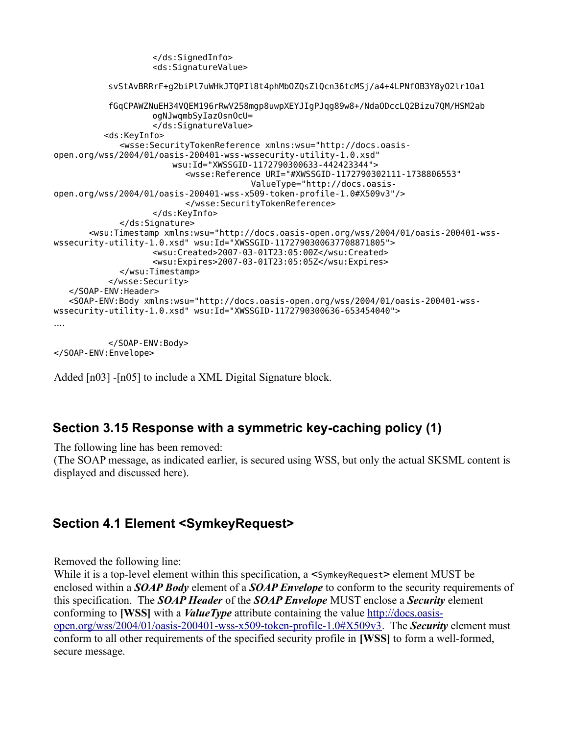```
                    </ds:SignedInfo>
                    <ds:SignatureValue>

          svStAvBRRrF+g2biPl7uWHkJTQPIl8t4phMbOZQsZlQcn36tcMSj/a4+4LPNfOB3Y8yO2lr1Oa1

          fGqCPAWZNuEH34VQEM196rRwV258mgp8uwpXEYJIgPJqg89w8+/NdaODccLQ2Bizu7QM/HSM2ab
                    ogNJwqmbSyIazOsnOcU=
                    </ds:SignatureValue>
         <ds:KeyInfo>
            <wsse:SecurityTokenReference xmlns:wsu="http://docs.oasis-
open.org/wss/2004/01/oasis-200401-wss-wssecurity-utility-1.0.xsd"
                    wsu:Id="XWSSGID-1172790300633-442423344">
                        <wsse:Reference URI="#XWSSGID-1172790302111-1738806553"
                                    ValueType="http://docs.oasis-
open.org/wss/2004/01/oasis-200401-wss-x509-token-profile-1.0#X509v3"/>
                        </wsse:SecurityTokenReference>
                    </ds:KeyInfo>
            </ds:Signature>
       <wsu:Timestamp xmlns:wsu="http://docs.oasis-open.org/wss/2004/01/oasis-200401-wss-
wssecurity-utility-1.0.xsd" wsu:Id="XWSSGID-11727903006377O8871805">
                    <wsu:Created>2007-03-01T23:05:00Z</wsu:Created>
                    <wsu:Expires>2007-03-01T23:05:05Z</wsu:Expires>
            </wsu:Timestamp>
          </wsse:Security>
   </SOAP-ENV:Header>
   <SOAP-ENV:Body xmlns:wsu="http://docs.oasis-open.org/wss/2004/01/oasis-200401-wss-
wssecurity-utility-1.0.xsd" wsu:Id="XWSSGID-1172790300636-653454040">
....

          </SOAP-ENV:Body>
</SOAP-ENV:Envelope>
```

Added [n03] -[n05] to include a XML Digital Signature block.

## Section 3.15 Response with a symmetric key-caching policy (1)

The following line has been removed:
(The SOAP message, as indicated earlier, is secured using WSS, but only the actual SKSML content is displayed and discussed here).

## Section 4.1 Element <SymkeyRequest>

Removed the following line:
While it is a top-level element within this specification, a `<SymkeyRequest>` element MUST be enclosed within a ***SOAP Body*** element of a ***SOAP Envelope*** to conform to the security requirements of this specification. The ***SOAP Header*** of the ***SOAP Envelope*** MUST enclose a ***Security*** element conforming to **[WSS]** with a ***ValueType*** attribute containing the value http://docs.oasis-open.org/wss/2004/01/oasis-200401-wss-x509-token-profile-1.0#X509v3. The ***Security*** element must conform to all other requirements of the specified security profile in **[WSS]** to form a well-formed, secure message.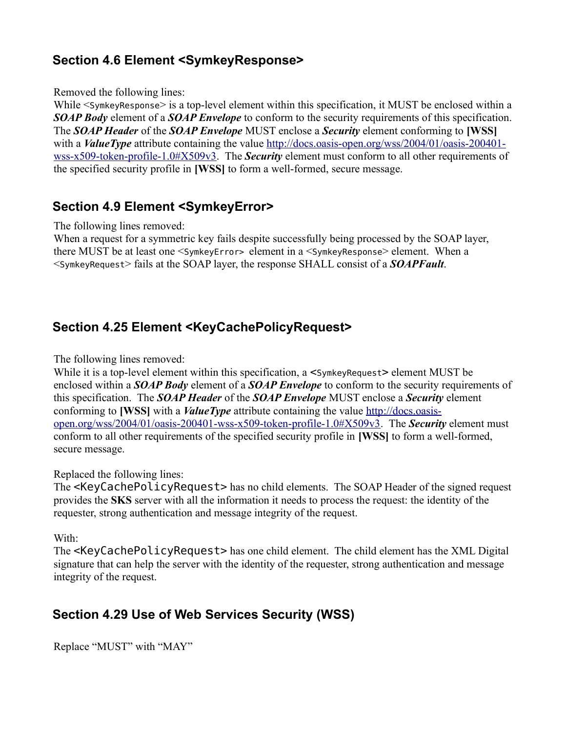## Section 4.6 Element <SymkeyResponse>

Removed the following lines:
While `<SymkeyResponse>` is a top-level element within this specification, it MUST be enclosed within a ***SOAP Body*** element of a ***SOAP Envelope*** to conform to the security requirements of this specification. The ***SOAP Header*** of the ***SOAP Envelope*** MUST enclose a ***Security*** element conforming to **[WSS]** with a ***ValueType*** attribute containing the value [http://docs.oasis-open.org/wss/2004/01/oasis-200401-wss-x509-token-profile-1.0#X509v3](http://docs.oasis-open.org/wss/2004/01/oasis-200401-wss-x509-token-profile-1.0#X509v3). The ***Security*** element must conform to all other requirements of the specified security profile in **[WSS]** to form a well-formed, secure message.

## Section 4.9 Element <SymkeyError>

The following lines removed:
When a request for a symmetric key fails despite successfully being processed by the SOAP layer, there MUST be at least one `<SymkeyError>` element in a `<SymkeyResponse>` element. When a `<SymkeyRequest>` fails at the SOAP layer, the response SHALL consist of a ***SOAPFault***.

## Section 4.25 Element <KeyCachePolicyRequest>

The following lines removed:
While it is a top-level element within this specification, a `<SymkeyRequest>` element MUST be enclosed within a ***SOAP Body*** element of a ***SOAP Envelope*** to conform to the security requirements of this specification. The ***SOAP Header*** of the ***SOAP Envelope*** MUST enclose a ***Security*** element conforming to **[WSS]** with a ***ValueType*** attribute containing the value [http://docs.oasis-open.org/wss/2004/01/oasis-200401-wss-x509-token-profile-1.0#X509v3](http://docs.oasis-open.org/wss/2004/01/oasis-200401-wss-x509-token-profile-1.0#X509v3). The ***Security*** element must conform to all other requirements of the specified security profile in **[WSS]** to form a well-formed, secure message.

Replaced the following lines:
The `<KeyCachePolicyRequest>` has no child elements. The SOAP Header of the signed request provides the **SKS** server with all the information it needs to process the request: the identity of the requester, strong authentication and message integrity of the request.

With:
The `<KeyCachePolicyRequest>` has one child element. The child element has the XML Digital signature that can help the server with the identity of the requester, strong authentication and message integrity of the request.

## Section 4.29 Use of Web Services Security (WSS)

Replace “MUST” with “MAY”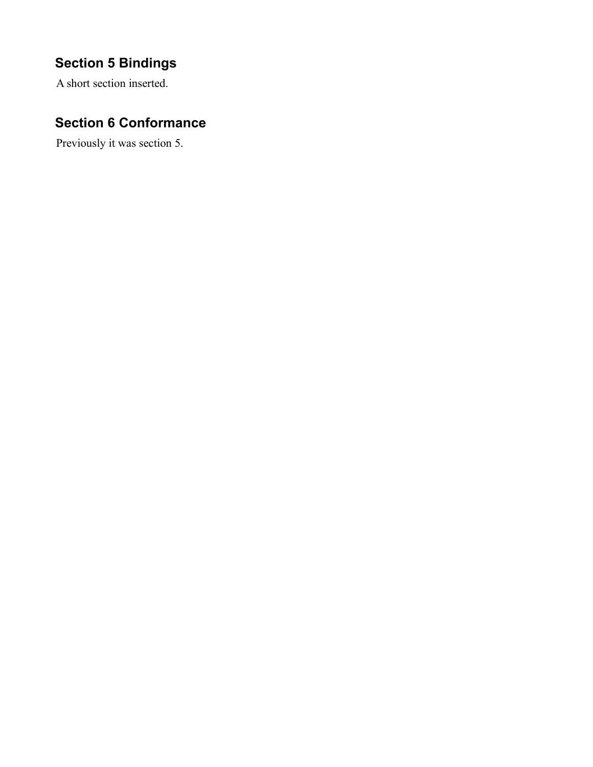## Section 5 Bindings

A short section inserted.

## Section 6 Conformance

Previously it was section 5.